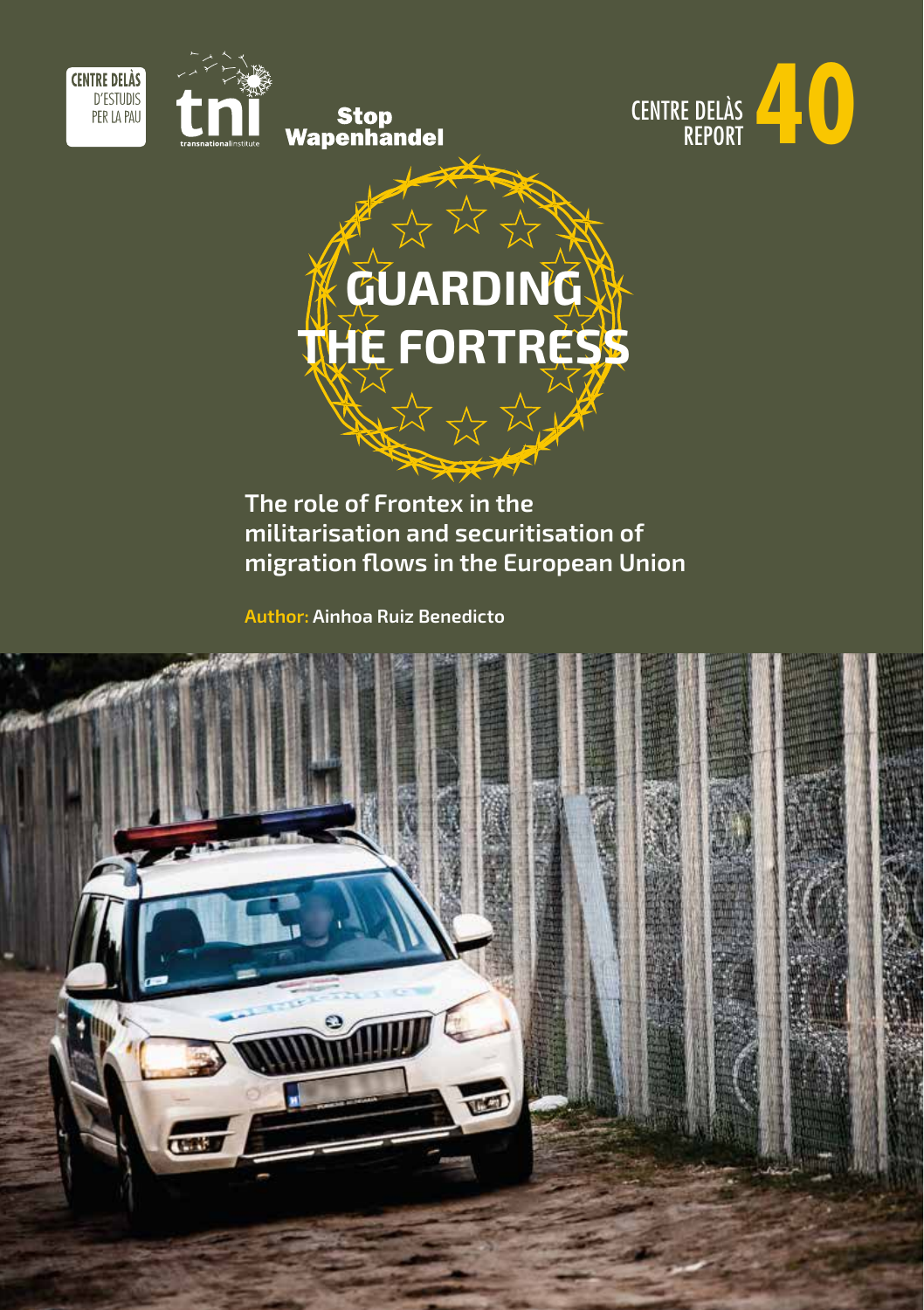CENTRE DELÀS D'ESTUDIS PER LA PAU

tni transnationalinstitute

Stop Wapenhandel

CENTRE DELÀS REPORT 40

# GUARDING THE FORTRESS

## The role of Frontex in the militarisation and securitisation of migration flows in the European Union

**Author:** Ainhoa Ruiz Benedicto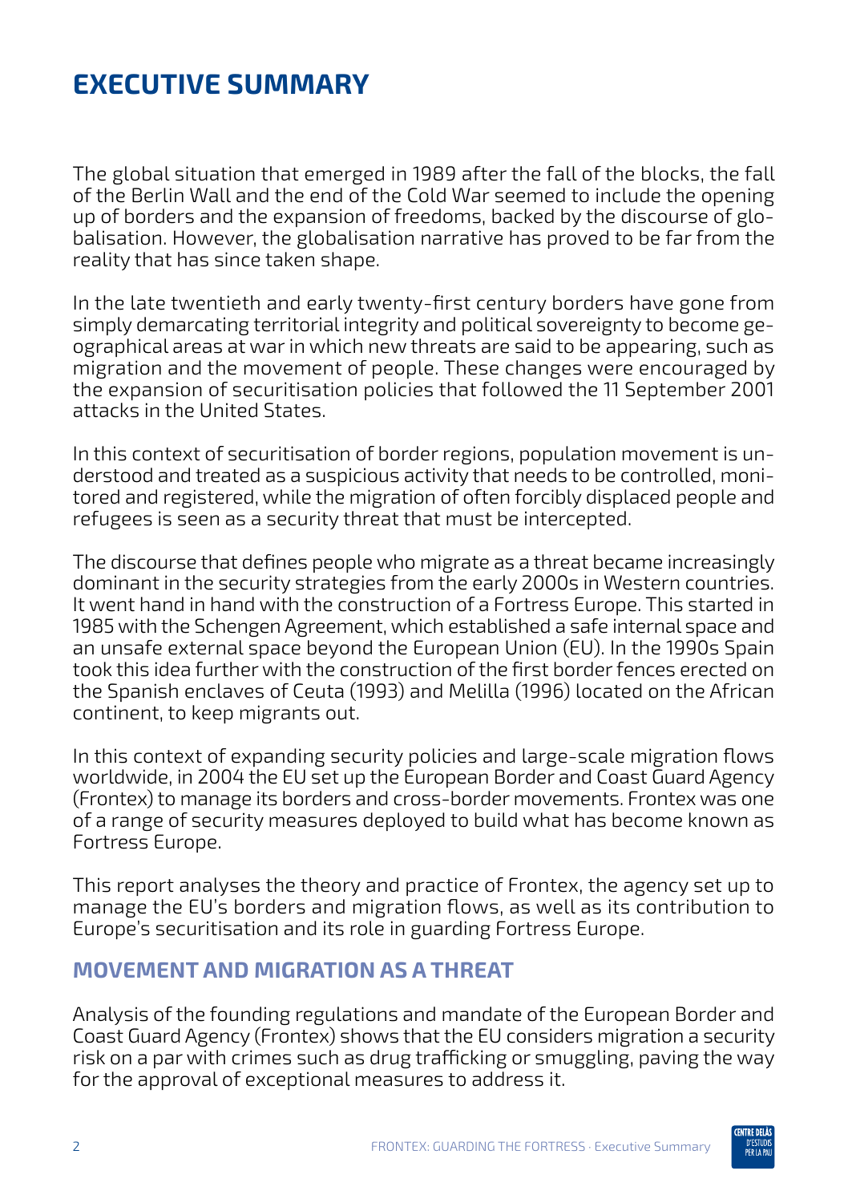# EXECUTIVE SUMMARY

The global situation that emerged in 1989 after the fall of the blocks, the fall of the Berlin Wall and the end of the Cold War seemed to include the opening up of borders and the expansion of freedoms, backed by the discourse of globalisation. However, the globalisation narrative has proved to be far from the reality that has since taken shape.

In the late twentieth and early twenty-first century borders have gone from simply demarcating territorial integrity and political sovereignty to become geographical areas at war in which new threats are said to be appearing, such as migration and the movement of people. These changes were encouraged by the expansion of securitisation policies that followed the 11 September 2001 attacks in the United States.

In this context of securitisation of border regions, population movement is understood and treated as a suspicious activity that needs to be controlled, monitored and registered, while the migration of often forcibly displaced people and refugees is seen as a security threat that must be intercepted.

The discourse that defines people who migrate as a threat became increasingly dominant in the security strategies from the early 2000s in Western countries. It went hand in hand with the construction of a Fortress Europe. This started in 1985 with the Schengen Agreement, which established a safe internal space and an unsafe external space beyond the European Union (EU). In the 1990s Spain took this idea further with the construction of the first border fences erected on the Spanish enclaves of Ceuta (1993) and Melilla (1996) located on the African continent, to keep migrants out.

In this context of expanding security policies and large-scale migration flows worldwide, in 2004 the EU set up the European Border and Coast Guard Agency (Frontex) to manage its borders and cross-border movements. Frontex was one of a range of security measures deployed to build what has become known as Fortress Europe.

This report analyses the theory and practice of Frontex, the agency set up to manage the EU's borders and migration flows, as well as its contribution to Europe's securitisation and its role in guarding Fortress Europe.

## MOVEMENT AND MIGRATION AS A THREAT

Analysis of the founding regulations and mandate of the European Border and Coast Guard Agency (Frontex) shows that the EU considers migration a security risk on a par with crimes such as drug trafficking or smuggling, paving the way for the approval of exceptional measures to address it.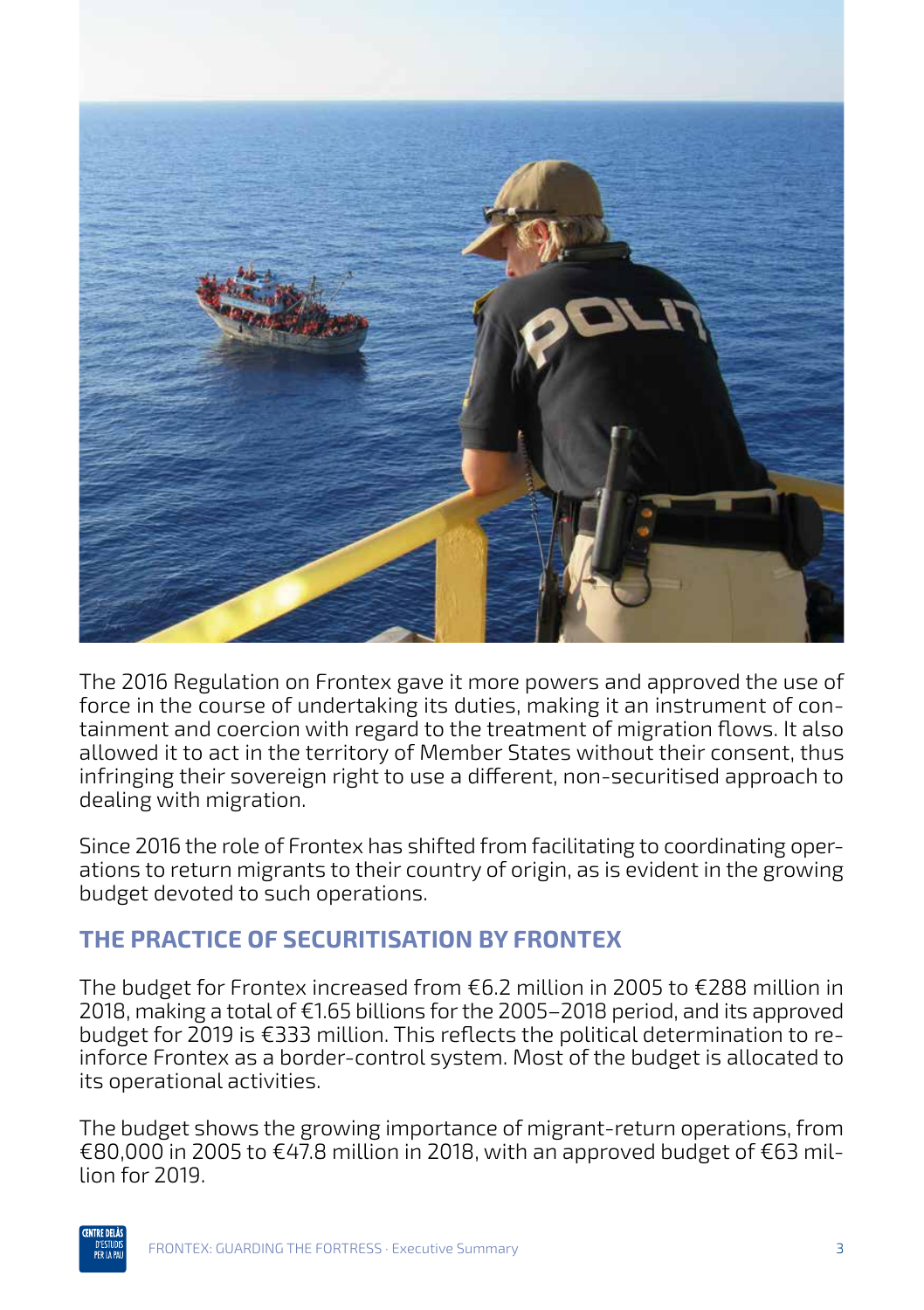The 2016 Regulation on Frontex gave it more powers and approved the use of force in the course of undertaking its duties, making it an instrument of containment and coercion with regard to the treatment of migration flows. It also allowed it to act in the territory of Member States without their consent, thus infringing their sovereign right to use a different, non-securitised approach to dealing with migration.

Since 2016 the role of Frontex has shifted from facilitating to coordinating operations to return migrants to their country of origin, as is evident in the growing budget devoted to such operations.

## THE PRACTICE OF SECURITISATION BY FRONTEX

The budget for Frontex increased from €6.2 million in 2005 to €288 million in 2018, making a total of €1.65 billions for the 2005–2018 period, and its approved budget for 2019 is €333 million. This reflects the political determination to reinforce Frontex as a border-control system. Most of the budget is allocated to its operational activities.

The budget shows the growing importance of migrant-return operations, from €80,000 in 2005 to €47.8 million in 2018, with an approved budget of €63 million for 2019.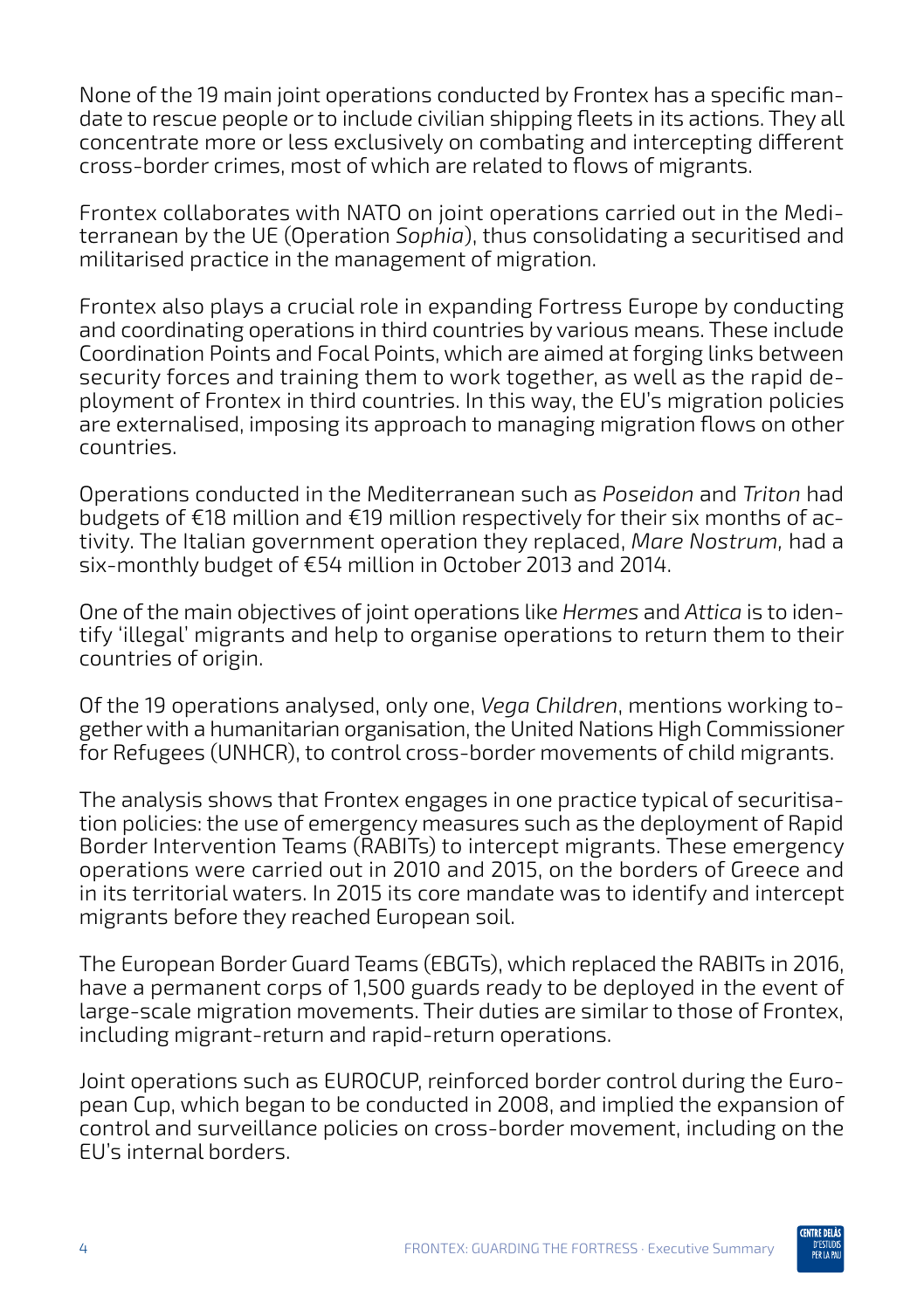None of the 19 main joint operations conducted by Frontex has a specific mandate to rescue people or to include civilian shipping fleets in its actions. They all concentrate more or less exclusively on combating and intercepting different cross-border crimes, most of which are related to flows of migrants.

Frontex collaborates with NATO on joint operations carried out in the Mediterranean by the UE (Operation *Sophia*), thus consolidating a securitised and militarised practice in the management of migration.

Frontex also plays a crucial role in expanding Fortress Europe by conducting and coordinating operations in third countries by various means. These include Coordination Points and Focal Points, which are aimed at forging links between security forces and training them to work together, as well as the rapid deployment of Frontex in third countries. In this way, the EU's migration policies are externalised, imposing its approach to managing migration flows on other countries.

Operations conducted in the Mediterranean such as *Poseidon* and *Triton* had budgets of €18 million and €19 million respectively for their six months of activity. The Italian government operation they replaced, *Mare Nostrum*, had a six-monthly budget of €54 million in October 2013 and 2014.

One of the main objectives of joint operations like *Hermes* and *Attica* is to identify 'illegal' migrants and help to organise operations to return them to their countries of origin.

Of the 19 operations analysed, only one, *Vega Children*, mentions working together with a humanitarian organisation, the United Nations High Commissioner for Refugees (UNHCR), to control cross-border movements of child migrants.

The analysis shows that Frontex engages in one practice typical of securitisation policies: the use of emergency measures such as the deployment of Rapid Border Intervention Teams (RABITs) to intercept migrants. These emergency operations were carried out in 2010 and 2015, on the borders of Greece and in its territorial waters. In 2015 its core mandate was to identify and intercept migrants before they reached European soil.

The European Border Guard Teams (EBGTs), which replaced the RABITs in 2016, have a permanent corps of 1,500 guards ready to be deployed in the event of large-scale migration movements. Their duties are similar to those of Frontex, including migrant-return and rapid-return operations.

Joint operations such as EUROCUP, reinforced border control during the European Cup, which began to be conducted in 2008, and implied the expansion of control and surveillance policies on cross-border movement, including on the EU's internal borders.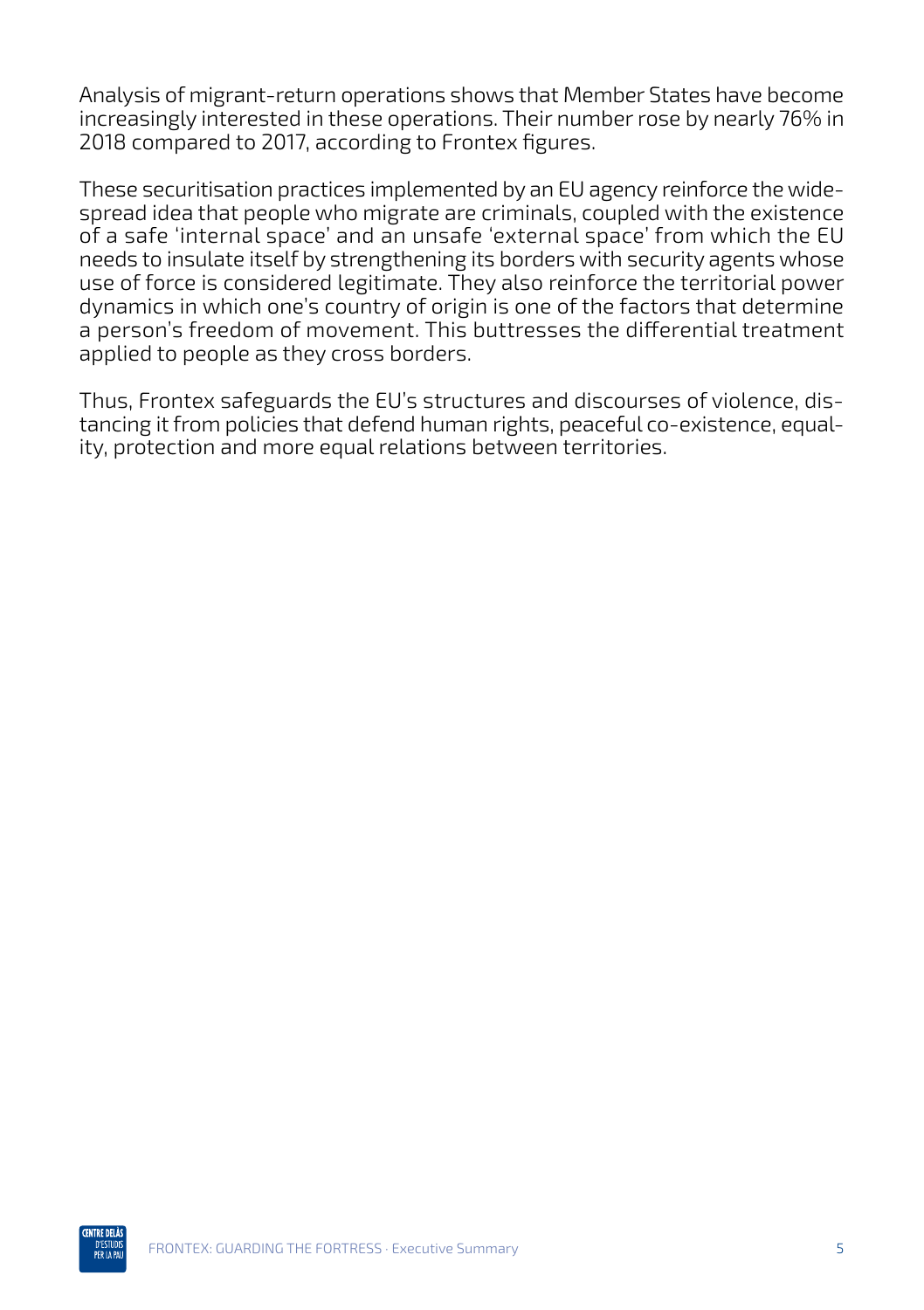Analysis of migrant-return operations shows that Member States have become increasingly interested in these operations. Their number rose by nearly 76% in 2018 compared to 2017, according to Frontex figures.

These securitisation practices implemented by an EU agency reinforce the widespread idea that people who migrate are criminals, coupled with the existence of a safe 'internal space' and an unsafe 'external space' from which the EU needs to insulate itself by strengthening its borders with security agents whose use of force is considered legitimate. They also reinforce the territorial power dynamics in which one's country of origin is one of the factors that determine a person's freedom of movement. This buttresses the differential treatment applied to people as they cross borders.

Thus, Frontex safeguards the EU's structures and discourses of violence, distancing it from policies that defend human rights, peaceful co-existence, equality, protection and more equal relations between territories.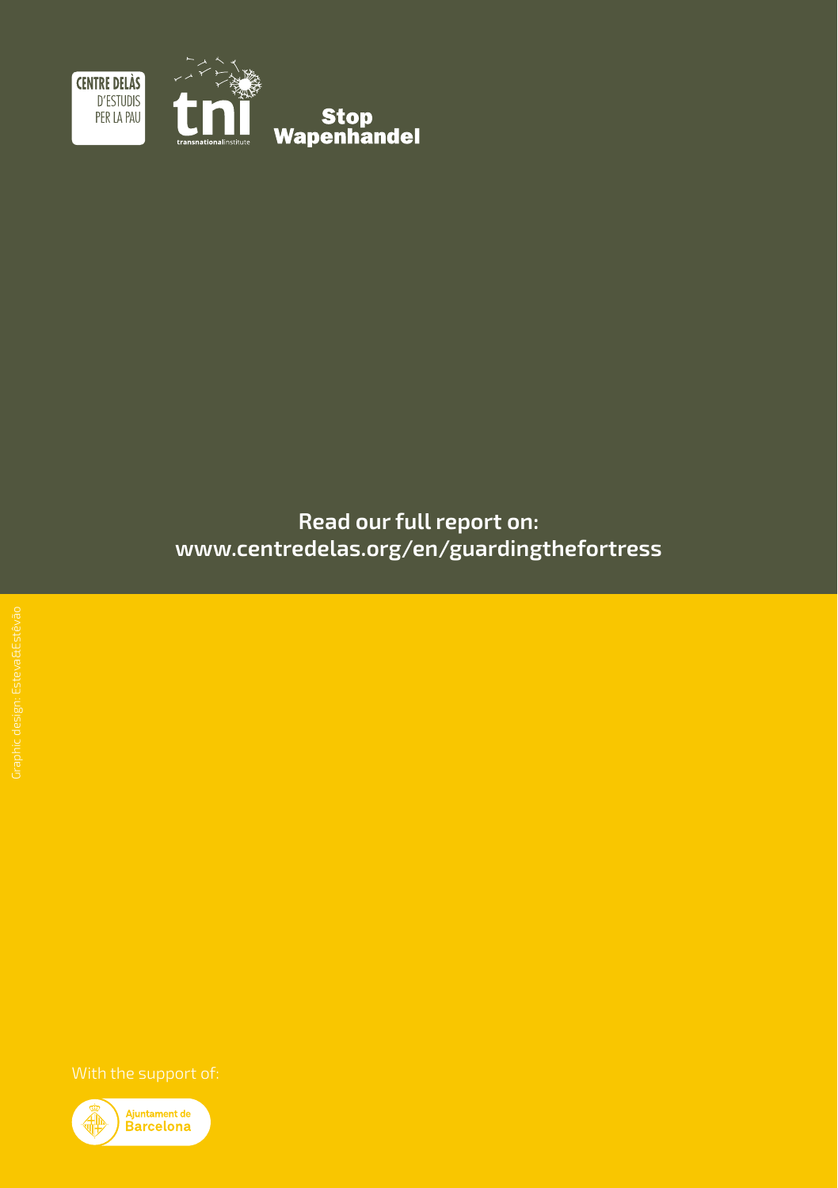CENTRE DELÀS D'ESTUDIS PER LA PAU

tni transnationalinstitute

Stop Wapenhandel

**Read our full report on:**
**www.centredelas.org/en/guardingthefortress**

Graphic design: Esteva&Estêvão

With the support of:

Ajuntament de Barcelona